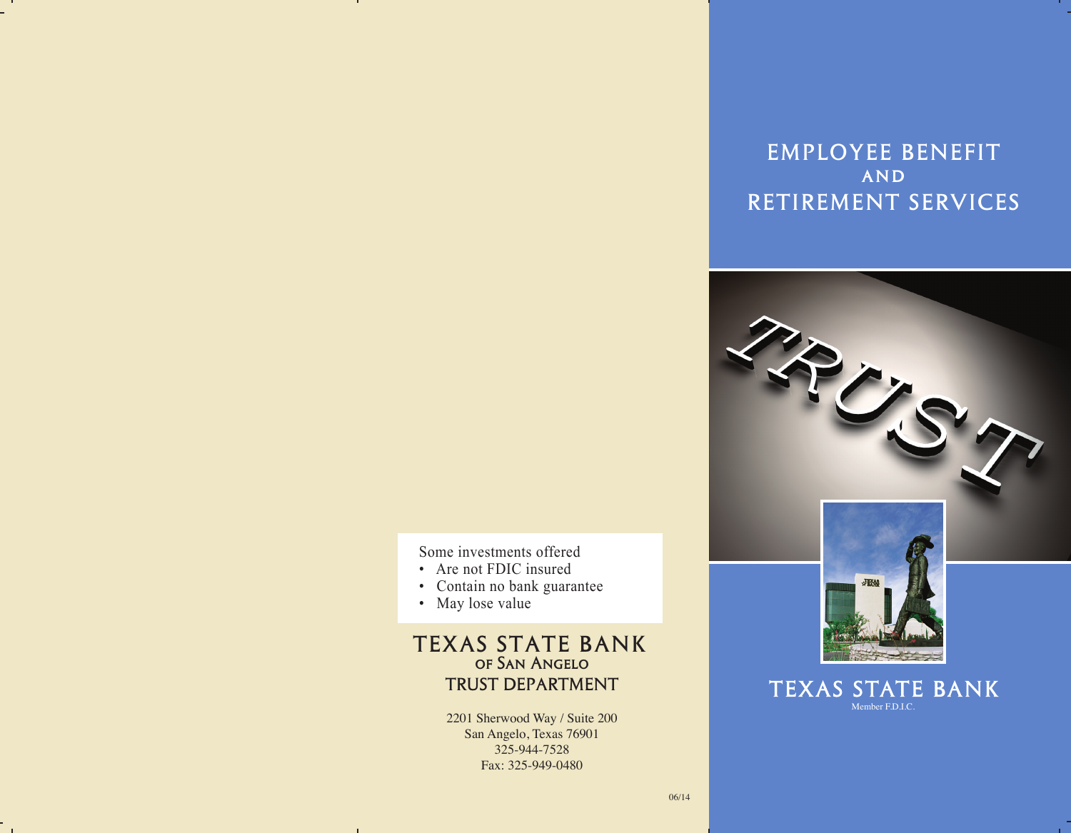Some investments offered

- Are not FDIC insured
- Contain no bank guarantee
- May lose value

## TEXAS STATE BANK OF SAN ANGELO TRUST DEPARTMENT

2201 Sherwood Way / Suite 200
San Angelo, Texas 76901
325-944-7528
Fax: 325-949-0480

06/14

# EMPLOYEE BENEFIT AND RETIREMENT SERVICES

TRUST

## TEXAS STATE BANK

Member F.D.I.C.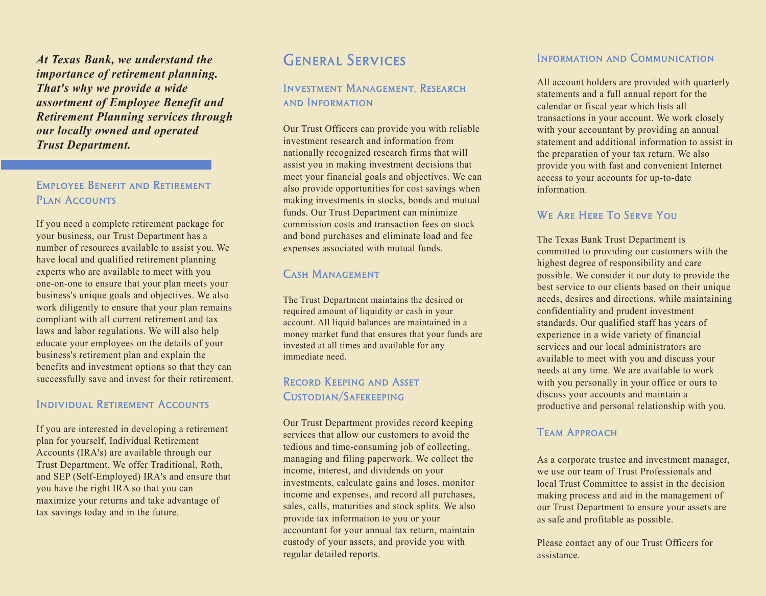***At Texas Bank, we understand the importance of retirement planning. That's why we provide a wide assortment of Employee Benefit and Retirement Planning services through our locally owned and operated Trust Department.***

### Employee Benefit and Retirement Plan Accounts

If you need a complete retirement package for your business, our Trust Department has a number of resources available to assist you. We have local and qualified retirement planning experts who are available to meet with you one-on-one to ensure that your plan meets your business's unique goals and objectives. We also work diligently to ensure that your plan remains compliant with all current retirement and tax laws and labor regulations. We will also help educate your employees on the details of your business's retirement plan and explain the benefits and investment options so that they can successfully save and invest for their retirement.

### Individual Retirement Accounts

If you are interested in developing a retirement plan for yourself, Individual Retirement Accounts (IRA's) are available through our Trust Department. We offer Traditional, Roth, and SEP (Self-Employed) IRA's and ensure that you have the right IRA so that you can maximize your returns and take advantage of tax savings today and in the future.

## General Services

### Investment Management, Research and Information

Our Trust Officers can provide you with reliable investment research and information from nationally recognized research firms that will assist you in making investment decisions that meet your financial goals and objectives. We can also provide opportunities for cost savings when making investments in stocks, bonds and mutual funds. Our Trust Department can minimize commission costs and transaction fees on stock and bond purchases and eliminate load and fee expenses associated with mutual funds.

### Cash Management

The Trust Department maintains the desired or required amount of liquidity or cash in your account. All liquid balances are maintained in a money market fund that ensures that your funds are invested at all times and available for any immediate need.

### Record Keeping and Asset Custodian/Safekeeping

Our Trust Department provides record keeping services that allow our customers to avoid the tedious and time-consuming job of collecting, managing and filing paperwork. We collect the income, interest, and dividends on your investments, calculate gains and loses, monitor income and expenses, and record all purchases, sales, calls, maturities and stock splits. We also provide tax information to you or your accountant for your annual tax return, maintain custody of your assets, and provide you with regular detailed reports.

### Information and Communication

All account holders are provided with quarterly statements and a full annual report for the calendar or fiscal year which lists all transactions in your account. We work closely with your accountant by providing an annual statement and additional information to assist in the preparation of your tax return. We also provide you with fast and convenient Internet access to your accounts for up-to-date information.

### We Are Here To Serve You

The Texas Bank Trust Department is committed to providing our customers with the highest degree of responsibility and care possible. We consider it our duty to provide the best service to our clients based on their unique needs, desires and directions, while maintaining confidentiality and prudent investment standards. Our qualified staff has years of experience in a wide variety of financial services and our local administrators are available to meet with you and discuss your needs at any time. We are available to work with you personally in your office or ours to discuss your accounts and maintain a productive and personal relationship with you.

### Team Approach

As a corporate trustee and investment manager, we use our team of Trust Professionals and local Trust Committee to assist in the decision making process and aid in the management of our Trust Department to ensure your assets are as safe and profitable as possible.

Please contact any of our Trust Officers for assistance.